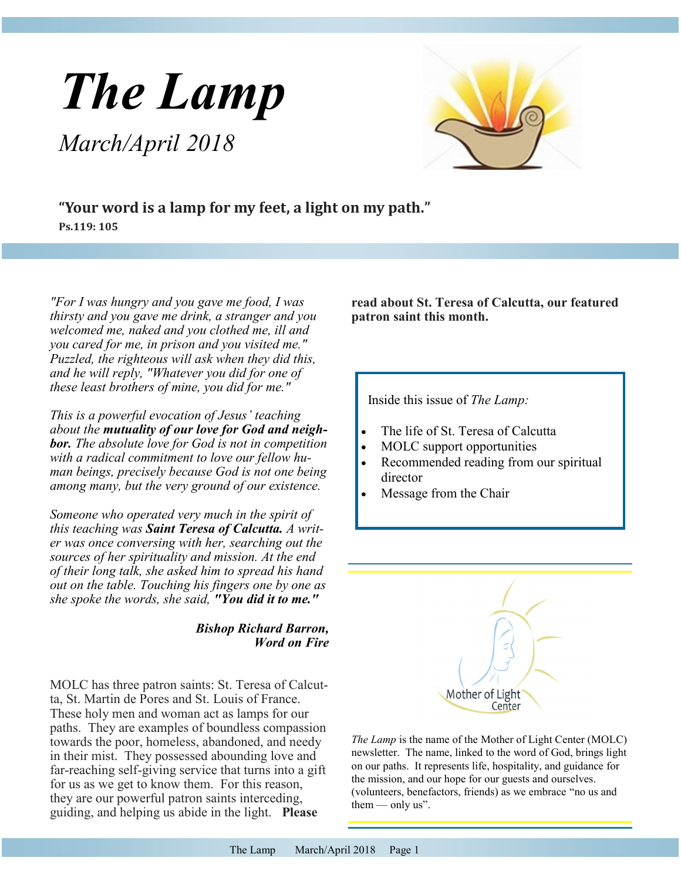# The Lamp

*March/April 2018*

**"Your word is a lamp for my feet, a light on my path."**
**Ps.119: 105**

*"For I was hungry and you gave me food, I was thirsty and you gave me drink, a stranger and you welcomed me, naked and you clothed me, ill and you cared for me, in prison and you visited me." Puzzled, the righteous will ask when they did this, and he will reply, "Whatever you did for one of these least brothers of mine, you did for me."*

*This is a powerful evocation of Jesus' teaching about the* ***mutuality of our love for God and neighbor.*** *The absolute love for God is not in competition with a radical commitment to love our fellow human beings, precisely because God is not one being among many, but the very ground of our existence.*

*Someone who operated very much in the spirit of this teaching was* ***Saint Teresa of Calcutta.*** *A writer was once conversing with her, searching out the sources of her spirituality and mission. At the end of their long talk, she asked him to spread his hand out on the table. Touching his fingers one by one as she spoke the words, she said,* ***"You did it to me."***

***Bishop Richard Barron, Word on Fire***

MOLC has three patron saints: St. Teresa of Calcutta, St. Martin de Pores and St. Louis of France. These holy men and woman act as lamps for our paths. They are examples of boundless compassion towards the poor, homeless, abandoned, and needy in their mist. They possessed abounding love and far-reaching self-giving service that turns into a gift for us as we get to know them. For this reason, they are our powerful patron saints interceding, guiding, and helping us abide in the light. **Please read about St. Teresa of Calcutta, our featured patron saint this month.**

Inside this issue of *The Lamp:*

- The life of St. Teresa of Calcutta
- MOLC support opportunities
- Recommended reading from our spiritual director
- Message from the Chair

Mother of Light Center

*The Lamp* is the name of the Mother of Light Center (MOLC) newsletter. The name, linked to the word of God, brings light on our paths. It represents life, hospitality, and guidance for the mission, and our hope for our guests and ourselves. (volunteers, benefactors, friends) as we embrace "no us and them — only us".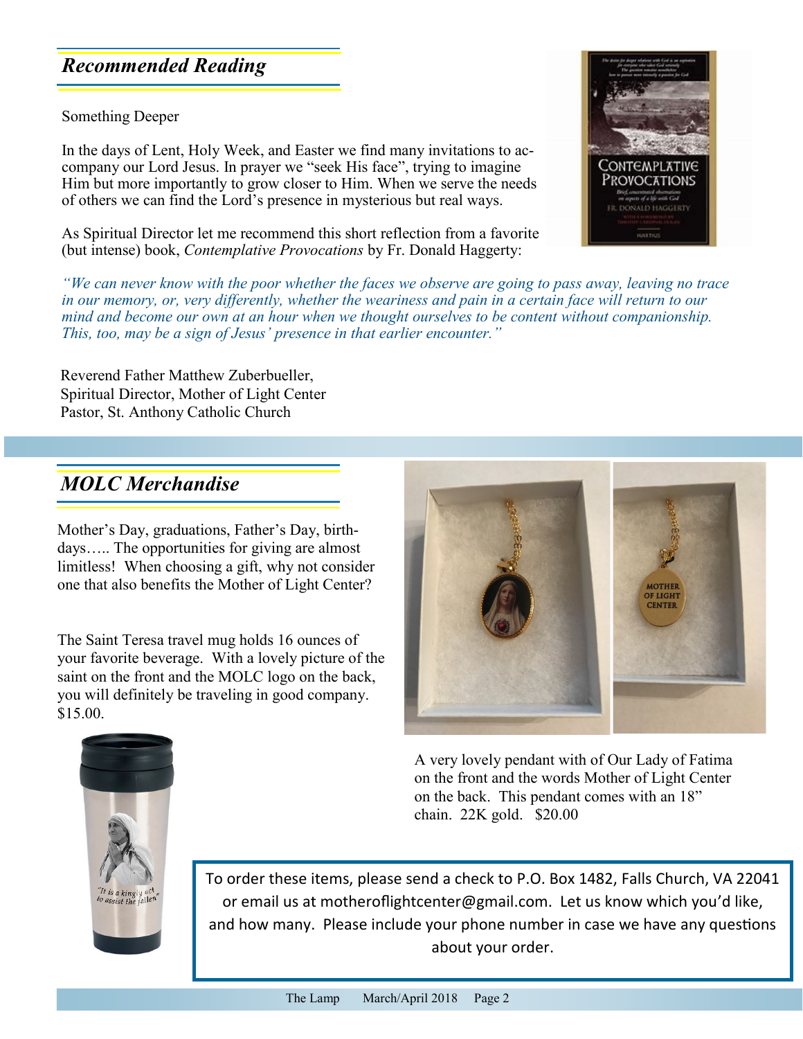## *Recommended Reading*

Something Deeper

In the days of Lent, Holy Week, and Easter we find many invitations to accompany our Lord Jesus. In prayer we "seek His face", trying to imagine Him but more importantly to grow closer to Him. When we serve the needs of others we can find the Lord's presence in mysterious but real ways.

As Spiritual Director let me recommend this short reflection from a favorite (but intense) book, *Contemplative Provocations* by Fr. Donald Haggerty:

*"We can never know with the poor whether the faces we observe are going to pass away, leaving no trace in our memory, or, very differently, whether the weariness and pain in a certain face will return to our mind and become our own at an hour when we thought ourselves to be content without companionship. This, too, may be a sign of Jesus' presence in that earlier encounter."*

Reverend Father Matthew Zuberbueller,
Spiritual Director, Mother of Light Center
Pastor, St. Anthony Catholic Church

## *MOLC Merchandise*

Mother's Day, graduations, Father's Day, birthdays….. The opportunities for giving are almost limitless! When choosing a gift, why not consider one that also benefits the Mother of Light Center?

The Saint Teresa travel mug holds 16 ounces of your favorite beverage. With a lovely picture of the saint on the front and the MOLC logo on the back, you will definitely be traveling in good company. $15.00.

A very lovely pendant with of Our Lady of Fatima on the front and the words Mother of Light Center on the back. This pendant comes with an 18" chain. 22K gold. $20.00

To order these items, please send a check to P.O. Box 1482, Falls Church, VA 22041 or email us at motheroflightcenter@gmail.com. Let us know which you'd like, and how many. Please include your phone number in case we have any questions about your order.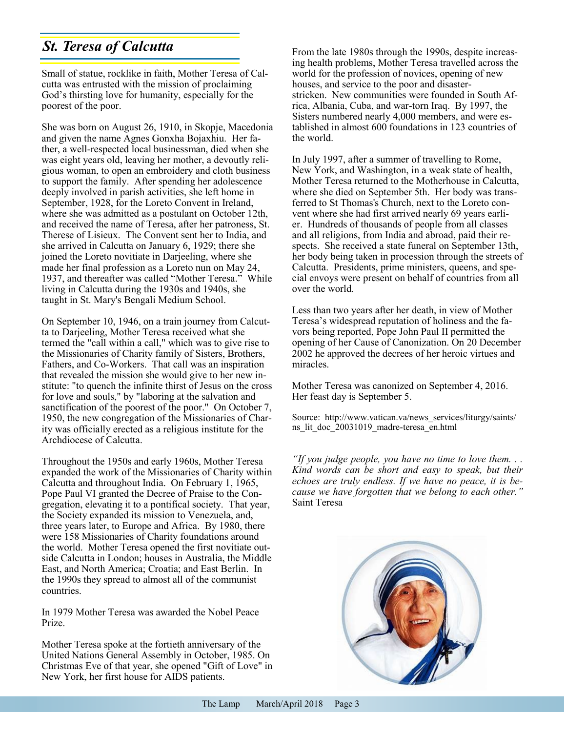## *St. Teresa of Calcutta*

Small of statue, rocklike in faith, Mother Teresa of Calcutta was entrusted with the mission of proclaiming God's thirsting love for humanity, especially for the poorest of the poor.

She was born on August 26, 1910, in Skopje, Macedonia and given the name Agnes Gonxha Bojaxhiu. Her father, a well-respected local businessman, died when she was eight years old, leaving her mother, a devoutly religious woman, to open an embroidery and cloth business to support the family. After spending her adolescence deeply involved in parish activities, she left home in September, 1928, for the Loreto Convent in Ireland, where she was admitted as a postulant on October 12th, and received the name of Teresa, after her patroness, St. Therese of Lisieux. The Convent sent her to India, and she arrived in Calcutta on January 6, 1929; there she joined the Loreto novitiate in Darjeeling, where she made her final profession as a Loreto nun on May 24, 1937, and thereafter was called "Mother Teresa." While living in Calcutta during the 1930s and 1940s, she taught in St. Mary's Bengali Medium School.

On September 10, 1946, on a train journey from Calcutta to Darjeeling, Mother Teresa received what she termed the "call within a call," which was to give rise to the Missionaries of Charity family of Sisters, Brothers, Fathers, and Co-Workers. That call was an inspiration that revealed the mission she would give to her new institute: "to quench the infinite thirst of Jesus on the cross for love and souls," by "laboring at the salvation and sanctification of the poorest of the poor." On October 7, 1950, the new congregation of the Missionaries of Charity was officially erected as a religious institute for the Archdiocese of Calcutta.

Throughout the 1950s and early 1960s, Mother Teresa expanded the work of the Missionaries of Charity within Calcutta and throughout India. On February 1, 1965, Pope Paul VI granted the Decree of Praise to the Congregation, elevating it to a pontifical society. That year, the Society expanded its mission to Venezuela, and, three years later, to Europe and Africa. By 1980, there were 158 Missionaries of Charity foundations around the world. Mother Teresa opened the first novitiate outside Calcutta in London; houses in Australia, the Middle East, and North America; Croatia; and East Berlin. In the 1990s they spread to almost all of the communist countries.

In 1979 Mother Teresa was awarded the Nobel Peace Prize.

Mother Teresa spoke at the fortieth anniversary of the United Nations General Assembly in October, 1985. On Christmas Eve of that year, she opened "Gift of Love" in New York, her first house for AIDS patients.

From the late 1980s through the 1990s, despite increasing health problems, Mother Teresa travelled across the world for the profession of novices, opening of new houses, and service to the poor and disaster-stricken. New communities were founded in South Africa, Albania, Cuba, and war-torn Iraq. By 1997, the Sisters numbered nearly 4,000 members, and were established in almost 600 foundations in 123 countries of the world.

In July 1997, after a summer of travelling to Rome, New York, and Washington, in a weak state of health, Mother Teresa returned to the Motherhouse in Calcutta, where she died on September 5th. Her body was transferred to St Thomas's Church, next to the Loreto convent where she had first arrived nearly 69 years earlier. Hundreds of thousands of people from all classes and all religions, from India and abroad, paid their respects. She received a state funeral on September 13th, her body being taken in procession through the streets of Calcutta. Presidents, prime ministers, queens, and special envoys were present on behalf of countries from all over the world.

Less than two years after her death, in view of Mother Teresa's widespread reputation of holiness and the favors being reported, Pope John Paul II permitted the opening of her Cause of Canonization. On 20 December 2002 he approved the decrees of her heroic virtues and miracles.

Mother Teresa was canonized on September 4, 2016. Her feast day is September 5.

Source: http://www.vatican.va/news_services/liturgy/saints/ns_lit_doc_20031019_madre-teresa_en.html

*"If you judge people, you have no time to love them. . . Kind words can be short and easy to speak, but their echoes are truly endless. If we have no peace, it is because we have forgotten that we belong to each other."*
Saint Teresa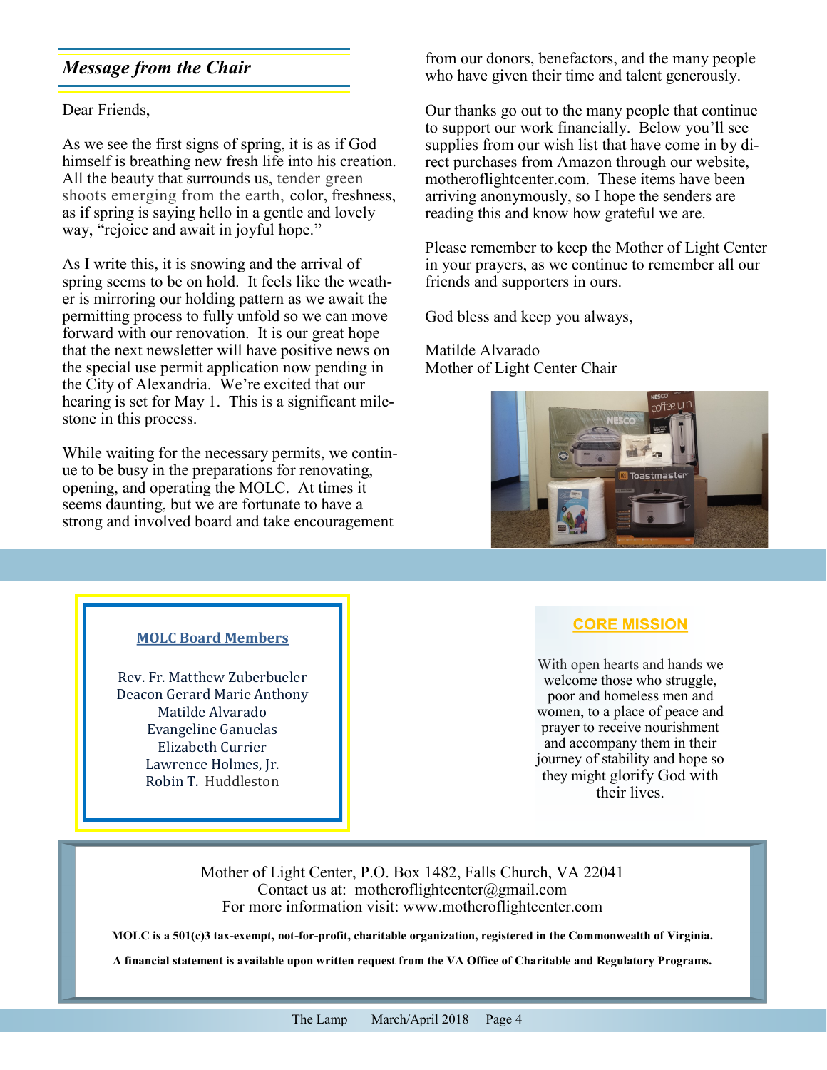## *Message from the Chair*

Dear Friends,

As we see the first signs of spring, it is as if God himself is breathing new fresh life into his creation. All the beauty that surrounds us, tender green shoots emerging from the earth, color, freshness, as if spring is saying hello in a gentle and lovely way, "rejoice and await in joyful hope."

As I write this, it is snowing and the arrival of spring seems to be on hold. It feels like the weather is mirroring our holding pattern as we await the permitting process to fully unfold so we can move forward with our renovation. It is our great hope that the next newsletter will have positive news on the special use permit application now pending in the City of Alexandria. We're excited that our hearing is set for May 1. This is a significant milestone in this process.

While waiting for the necessary permits, we continue to be busy in the preparations for renovating, opening, and operating the MOLC. At times it seems daunting, but we are fortunate to have a strong and involved board and take encouragement from our donors, benefactors, and the many people who have given their time and talent generously.

Our thanks go out to the many people that continue to support our work financially. Below you'll see supplies from our wish list that have come in by direct purchases from Amazon through our website, motheroflightcenter.com. These items have been arriving anonymously, so I hope the senders are reading this and know how grateful we are.

Please remember to keep the Mother of Light Center in your prayers, as we continue to remember all our friends and supporters in ours.

God bless and keep you always,

Matilde Alvarado
Mother of Light Center Chair

**MOLC Board Members**

Rev. Fr. Matthew Zuberbueler
Deacon Gerard Marie Anthony
Matilde Alvarado
Evangeline Ganuelas
Elizabeth Currier
Lawrence Holmes, Jr.
Robin T. Huddleston

**CORE MISSION**

With open hearts and hands we welcome those who struggle, poor and homeless men and women, to a place of peace and prayer to receive nourishment and accompany them in their journey of stability and hope so they might glorify God with their lives.

Mother of Light Center, P.O. Box 1482, Falls Church, VA 22041
Contact us at: motheroflightcenter@gmail.com
For more information visit: www.motheroflightcenter.com

**MOLC is a 501(c)3 tax-exempt, not-for-profit, charitable organization, registered in the Commonwealth of Virginia.**

**A financial statement is available upon written request from the VA Office of Charitable and Regulatory Programs.**